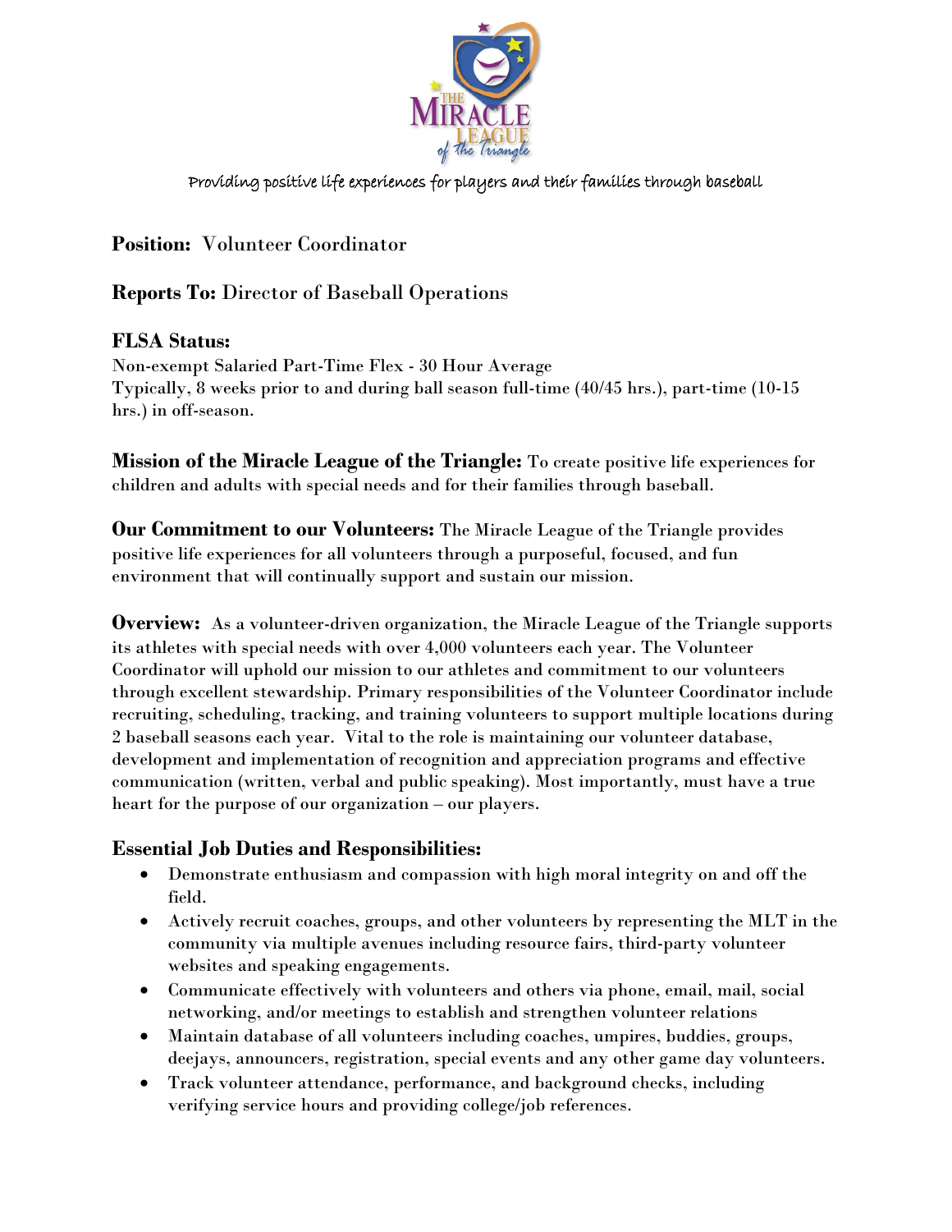Providing positive life experiences for players and their families through baseball

**Position:** Volunteer Coordinator

**Reports To:** Director of Baseball Operations

**FLSA Status:**
Non-exempt Salaried Part-Time Flex - 30 Hour Average
Typically, 8 weeks prior to and during ball season full-time (40/45 hrs.), part-time (10-15 hrs.) in off-season.

**Mission of the Miracle League of the Triangle:** To create positive life experiences for children and adults with special needs and for their families through baseball.

**Our Commitment to our Volunteers:** The Miracle League of the Triangle provides positive life experiences for all volunteers through a purposeful, focused, and fun environment that will continually support and sustain our mission.

**Overview:** As a volunteer-driven organization, the Miracle League of the Triangle supports its athletes with special needs with over 4,000 volunteers each year. The Volunteer Coordinator will uphold our mission to our athletes and commitment to our volunteers through excellent stewardship. Primary responsibilities of the Volunteer Coordinator include recruiting, scheduling, tracking, and training volunteers to support multiple locations during 2 baseball seasons each year. Vital to the role is maintaining our volunteer database, development and implementation of recognition and appreciation programs and effective communication (written, verbal and public speaking). Most importantly, must have a true heart for the purpose of our organization – our players.

**Essential Job Duties and Responsibilities:**

- Demonstrate enthusiasm and compassion with high moral integrity on and off the field.
- Actively recruit coaches, groups, and other volunteers by representing the MLT in the community via multiple avenues including resource fairs, third-party volunteer websites and speaking engagements.
- Communicate effectively with volunteers and others via phone, email, mail, social networking, and/or meetings to establish and strengthen volunteer relations
- Maintain database of all volunteers including coaches, umpires, buddies, groups, deejays, announcers, registration, special events and any other game day volunteers.
- Track volunteer attendance, performance, and background checks, including verifying service hours and providing college/job references.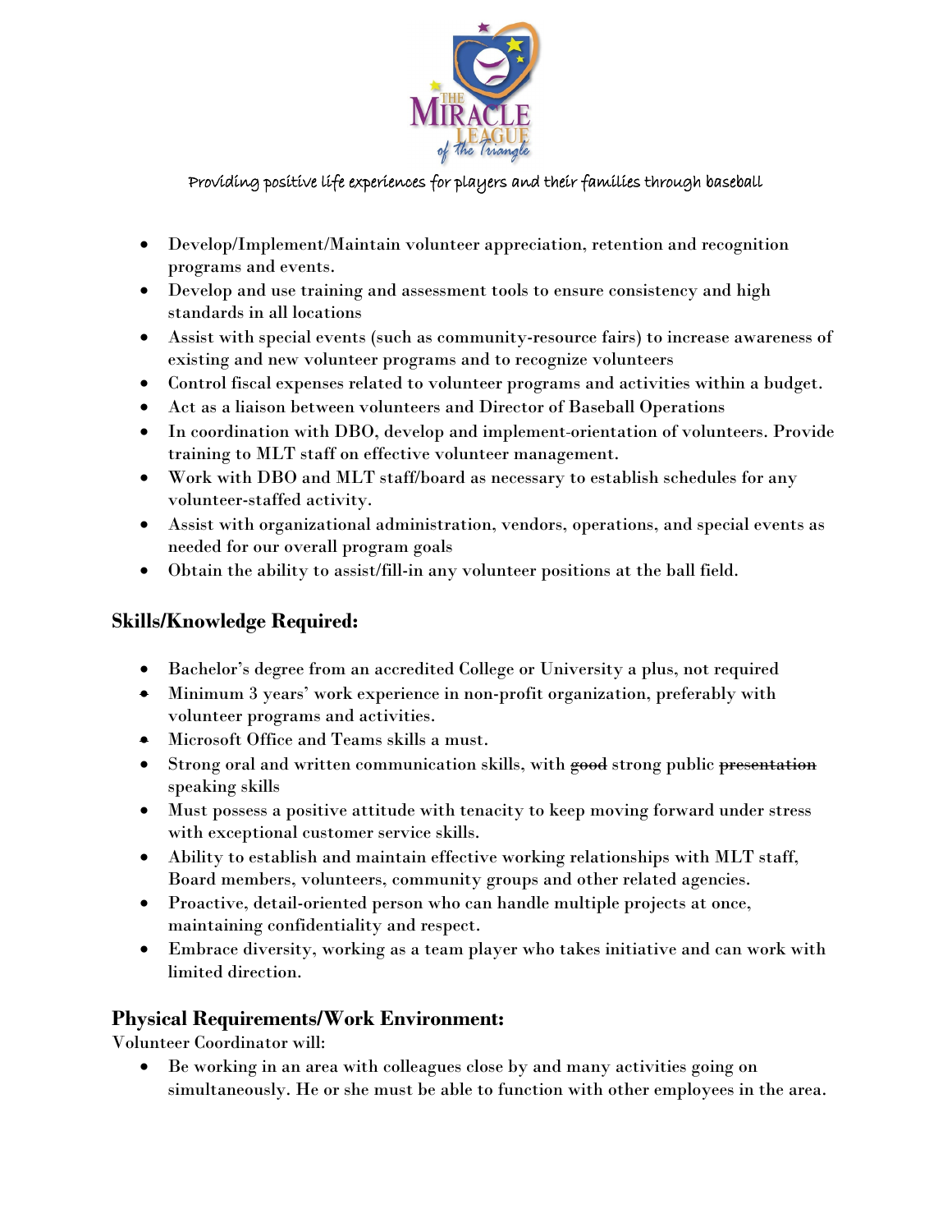- Develop/Implement/Maintain volunteer appreciation, retention and recognition programs and events.
- Develop and use training and assessment tools to ensure consistency and high standards in all locations
- Assist with special events (such as community-resource fairs) to increase awareness of existing and new volunteer programs and to recognize volunteers
- Control fiscal expenses related to volunteer programs and activities within a budget.
- Act as a liaison between volunteers and Director of Baseball Operations
- In coordination with DBO, develop and implement-orientation of volunteers. Provide training to MLT staff on effective volunteer management.
- Work with DBO and MLT staff/board as necessary to establish schedules for any volunteer-staffed activity.
- Assist with organizational administration, vendors, operations, and special events as needed for our overall program goals
- Obtain the ability to assist/fill-in any volunteer positions at the ball field.

## Skills/Knowledge Required:

- Bachelor's degree from an accredited College or University a plus, not required
- Minimum 3 years' work experience in non-profit organization, preferably with volunteer programs and activities.
- Microsoft Office and Teams skills a must.
- Strong oral and written communication skills, with ~~good~~ strong public ~~presentation~~ speaking skills
- Must possess a positive attitude with tenacity to keep moving forward under stress with exceptional customer service skills.
- Ability to establish and maintain effective working relationships with MLT staff, Board members, volunteers, community groups and other related agencies.
- Proactive, detail-oriented person who can handle multiple projects at once, maintaining confidentiality and respect.
- Embrace diversity, working as a team player who takes initiative and can work with limited direction.

## Physical Requirements/Work Environment:

Volunteer Coordinator will:

- Be working in an area with colleagues close by and many activities going on simultaneously. He or she must be able to function with other employees in the area.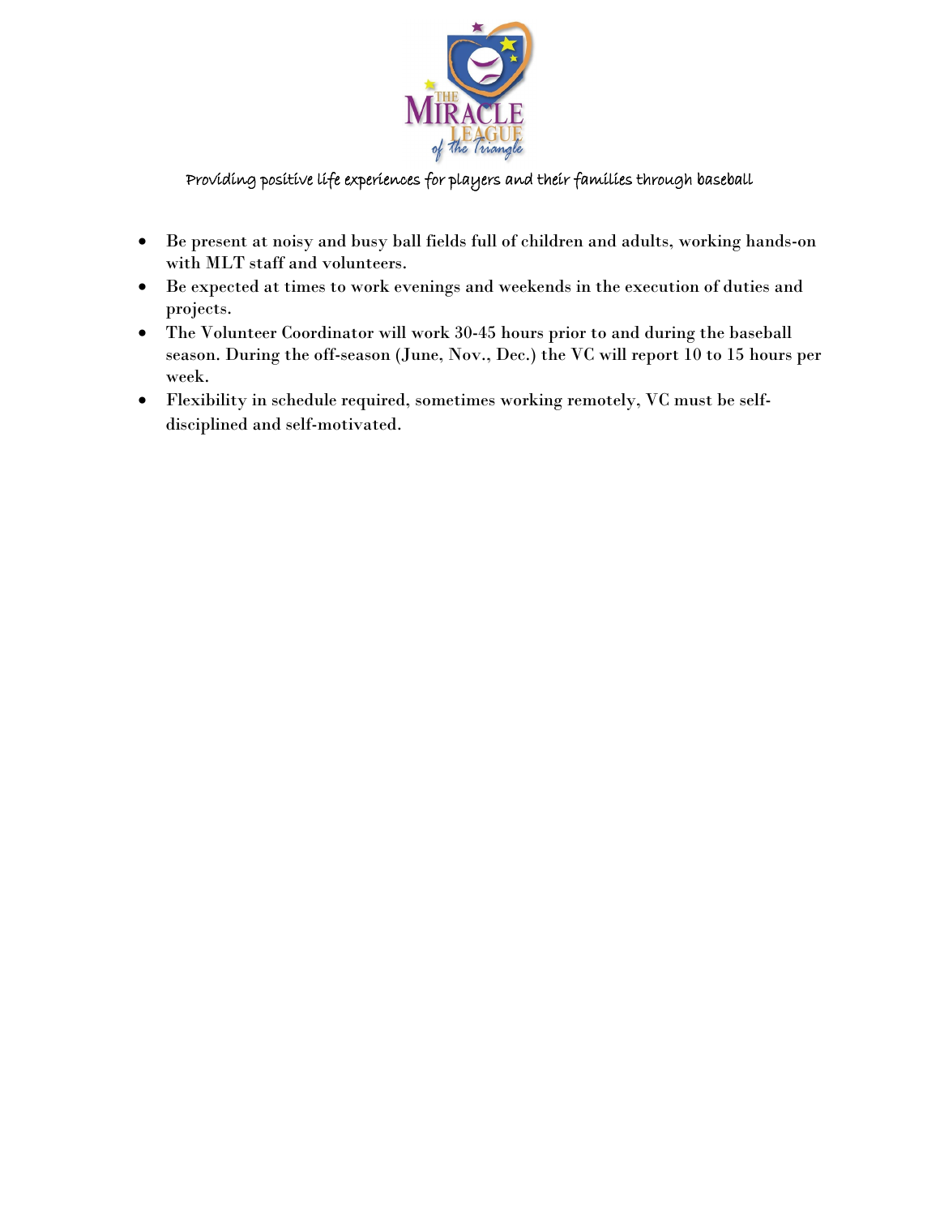Providing positive life experiences for players and their families through baseball

- Be present at noisy and busy ball fields full of children and adults, working hands-on with MLT staff and volunteers.
- Be expected at times to work evenings and weekends in the execution of duties and projects.
- The Volunteer Coordinator will work 30-45 hours prior to and during the baseball season. During the off-season (June, Nov., Dec.) the VC will report 10 to 15 hours per week.
- Flexibility in schedule required, sometimes working remotely, VC must be self-disciplined and self-motivated.